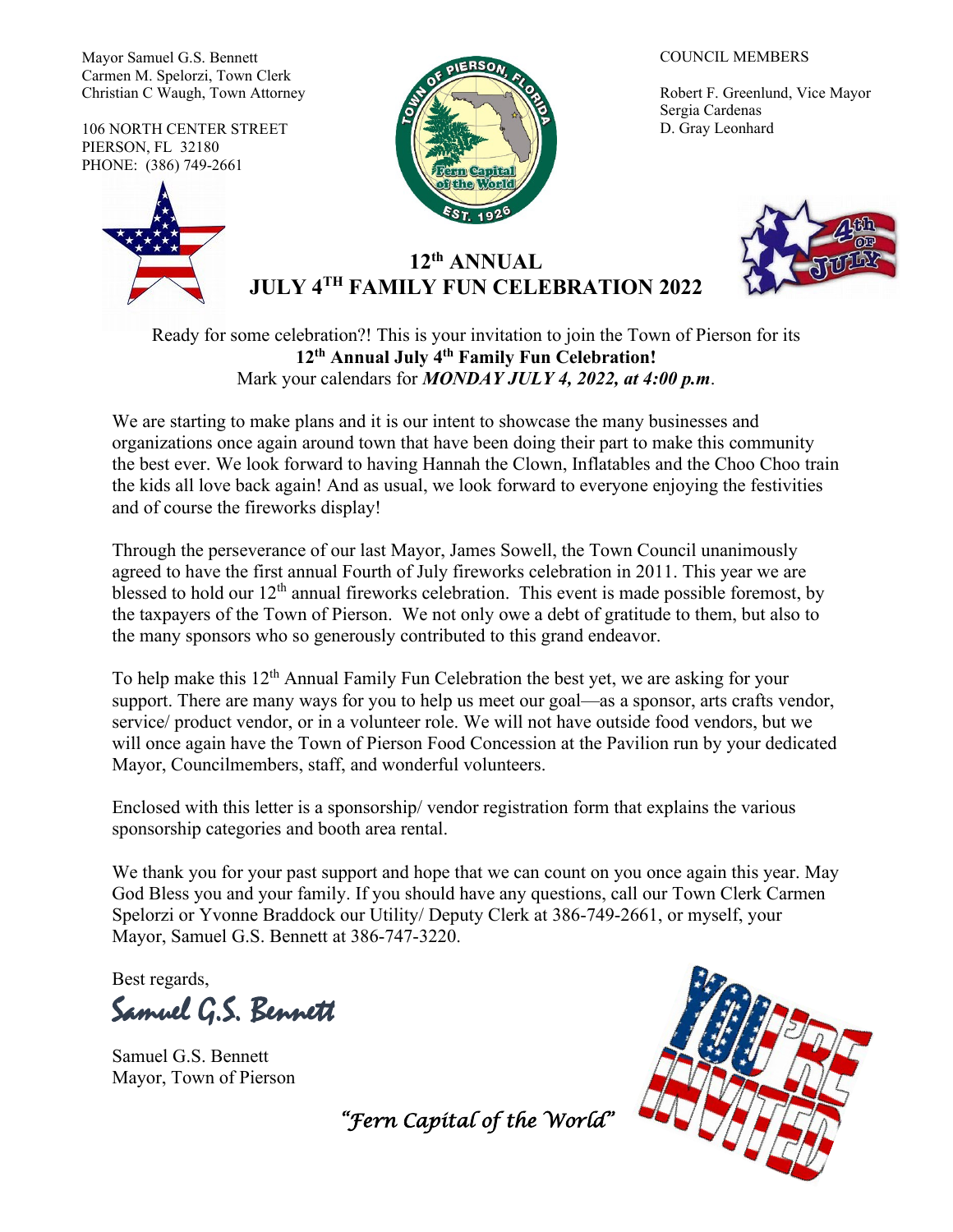Mayor Samuel G.S. Bennett
Carmen M. Spelorzi, Town Clerk
Christian C Waugh, Town Attorney

106 NORTH CENTER STREET
PIERSON, FL 32180
PHONE: (386) 749-2661

COUNCIL MEMBERS

Robert F. Greenlund, Vice Mayor
Sergia Cardenas
D. Gray Leonhard

# 12th ANNUAL JULY 4TH FAMILY FUN CELEBRATION 2022

Ready for some celebration?! This is your invitation to join the Town of Pierson for its
**12th Annual July 4th Family Fun Celebration!**
Mark your calendars for ***MONDAY JULY 4, 2022, at 4:00 p.m***.

We are starting to make plans and it is our intent to showcase the many businesses and organizations once again around town that have been doing their part to make this community the best ever. We look forward to having Hannah the Clown, Inflatables and the Choo Choo train the kids all love back again! And as usual, we look forward to everyone enjoying the festivities and of course the fireworks display!

Through the perseverance of our last Mayor, James Sowell, the Town Council unanimously agreed to have the first annual Fourth of July fireworks celebration in 2011. This year we are blessed to hold our 12th annual fireworks celebration. This event is made possible foremost, by the taxpayers of the Town of Pierson. We not only owe a debt of gratitude to them, but also to the many sponsors who so generously contributed to this grand endeavor.

To help make this 12th Annual Family Fun Celebration the best yet, we are asking for your support. There are many ways for you to help us meet our goal—as a sponsor, arts crafts vendor, service/ product vendor, or in a volunteer role. We will not have outside food vendors, but we will once again have the Town of Pierson Food Concession at the Pavilion run by your dedicated Mayor, Councilmembers, staff, and wonderful volunteers.

Enclosed with this letter is a sponsorship/ vendor registration form that explains the various sponsorship categories and booth area rental.

We thank you for your past support and hope that we can count on you once again this year. May God Bless you and your family. If you should have any questions, call our Town Clerk Carmen Spelorzi or Yvonne Braddock our Utility/ Deputy Clerk at 386-749-2661, or myself, your Mayor, Samuel G.S. Bennett at 386-747-3220.

Best regards,

*Samuel G.S. Bennett*

Samuel G.S. Bennett
Mayor, Town of Pierson

*"Fern Capital of the World"*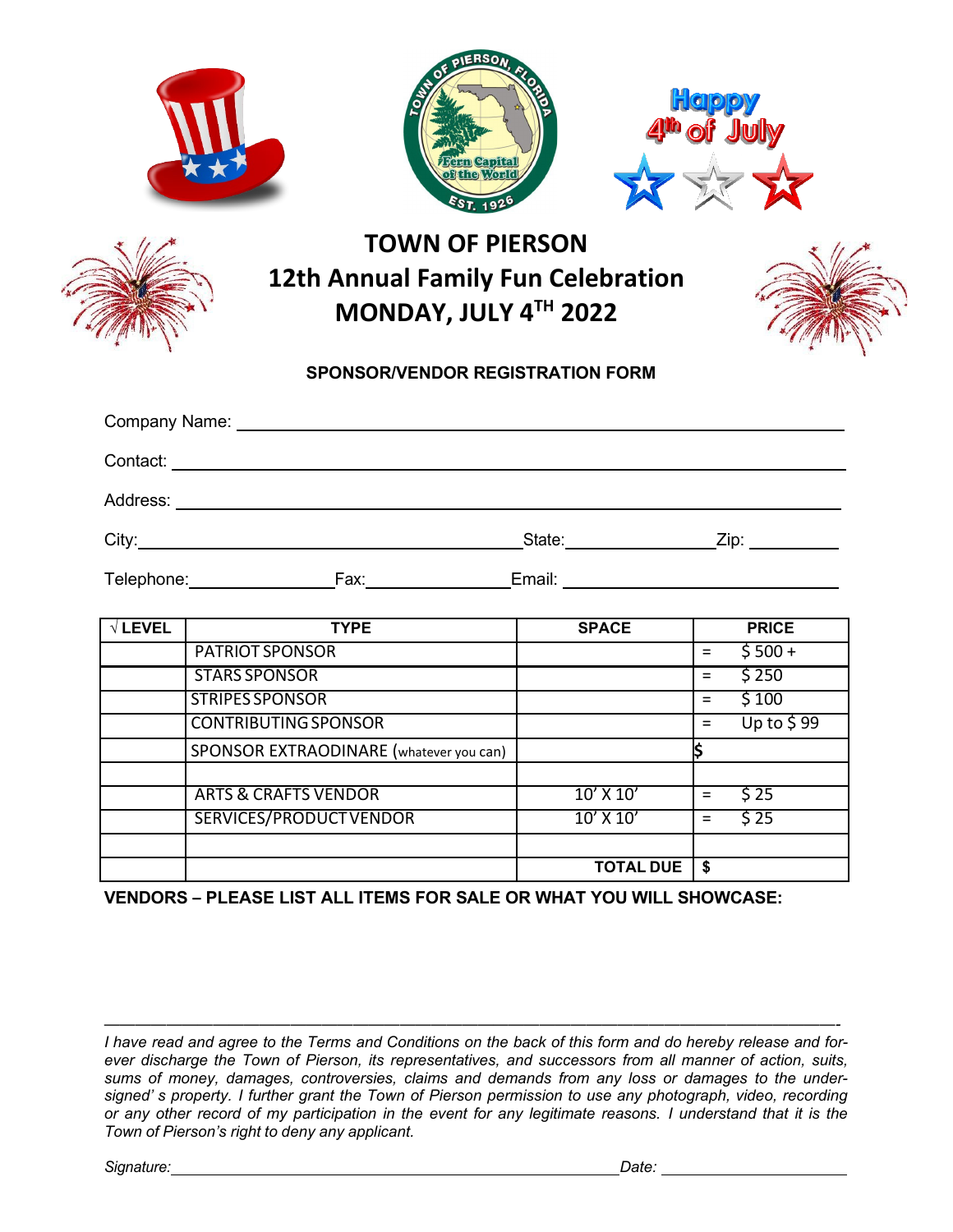# TOWN OF PIERSON
## 12th Annual Family Fun Celebration
## MONDAY, JULY 4TH 2022

**SPONSOR/VENDOR REGISTRATION FORM**

Company Name: ______________________________________________

Contact: ______________________________________________

Address: ______________________________________________

City: ______________________ State: ____________ Zip: __________

Telephone: ____________ Fax: ____________ Email: ______________________

| √ LEVEL | TYPE | SPACE | PRICE |
|---|---|---|---|
| | PATRIOT SPONSOR | | = $ 500 + |
| | STARS SPONSOR | | = $ 250 |
| | STRIPES SPONSOR | | = $ 100 |
| | CONTRIBUTING SPONSOR | | = Up to $ 99 |
| | SPONSOR EXTRAODINARE (whatever you can) | | $ |
| | | | |
| | ARTS & CRAFTS VENDOR | 10' X 10' | = $ 25 |
| | SERVICES/PRODUCT VENDOR | 10' X 10' | = $ 25 |
| | | | |
| | | **TOTAL DUE** | **$** |

**VENDORS – PLEASE LIST ALL ITEMS FOR SALE OR WHAT YOU WILL SHOWCASE:**

*I have read and agree to the Terms and Conditions on the back of this form and do hereby release and forever discharge the Town of Pierson, its representatives, and successors from all manner of action, suits, sums of money, damages, controversies, claims and demands from any loss or damages to the undersigned' s property. I further grant the Town of Pierson permission to use any photograph, video, recording or any other record of my participation in the event for any legitimate reasons. I understand that it is the Town of Pierson's right to deny any applicant.*

*Signature:* ______________________________________ *Date:* ________________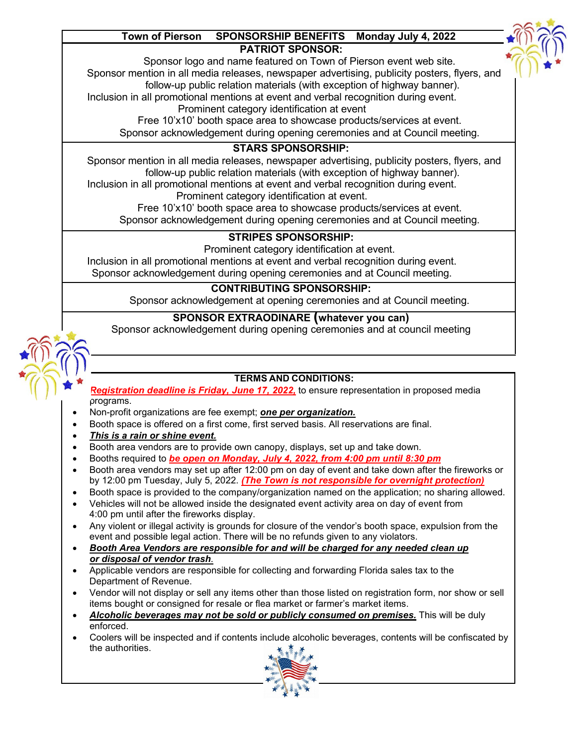## Town of Pierson SPONSORSHIP BENEFITS Monday July 4, 2022

### PATRIOT SPONSOR:

Sponsor logo and name featured on Town of Pierson event web site.
Sponsor mention in all media releases, newspaper advertising, publicity posters, flyers, and follow-up public relation materials (with exception of highway banner).
Inclusion in all promotional mentions at event and verbal recognition during event.
Prominent category identification at event
Free 10'x10' booth space area to showcase products/services at event.
Sponsor acknowledgement during opening ceremonies and at Council meeting.

### STARS SPONSORSHIP:

Sponsor mention in all media releases, newspaper advertising, publicity posters, flyers, and follow-up public relation materials (with exception of highway banner).
Inclusion in all promotional mentions at event and verbal recognition during event.
Prominent category identification at event.
Free 10'x10' booth space area to showcase products/services at event.
Sponsor acknowledgement during opening ceremonies and at Council meeting.

### STRIPES SPONSORSHIP:

Prominent category identification at event.
Inclusion in all promotional mentions at event and verbal recognition during event.
Sponsor acknowledgement during opening ceremonies and at Council meeting.

### CONTRIBUTING SPONSORSHIP:

Sponsor acknowledgement at opening ceremonies and at Council meeting.

### SPONSOR EXTRAODINARE (whatever you can)

Sponsor acknowledgement during opening ceremonies and at council meeting

### TERMS AND CONDITIONS:

***Registration deadline is Friday, June 17, 2022,*** to ensure representation in proposed media programs.

- Non-profit organizations are fee exempt; ***one per organization.***
- Booth space is offered on a first come, first served basis. All reservations are final.
- ***This is a rain or shine event.***
- Booth area vendors are to provide own canopy, displays, set up and take down.
- Booths required to ***be open on Monday, July 4, 2022, from 4:00 pm until 8:30 pm***
- Booth area vendors may set up after 12:00 pm on day of event and take down after the fireworks or by 12:00 pm Tuesday, July 5, 2022. ***(The Town is not responsible for overnight protection)***
- Booth space is provided to the company/organization named on the application; no sharing allowed.
- Vehicles will not be allowed inside the designated event activity area on day of event from 4:00 pm until after the fireworks display.
- Any violent or illegal activity is grounds for closure of the vendor's booth space, expulsion from the event and possible legal action. There will be no refunds given to any violators.
- ***Booth Area Vendors are responsible for and will be charged for any needed clean up or disposal of vendor trash.***
- Applicable vendors are responsible for collecting and forwarding Florida sales tax to the Department of Revenue.
- Vendor will not display or sell any items other than those listed on registration form, nor show or sell items bought or consigned for resale or flea market or farmer's market items.
- ***Alcoholic beverages may not be sold or publicly consumed on premises.*** This will be duly enforced.
- Coolers will be inspected and if contents include alcoholic beverages, contents will be confiscated by the authorities.